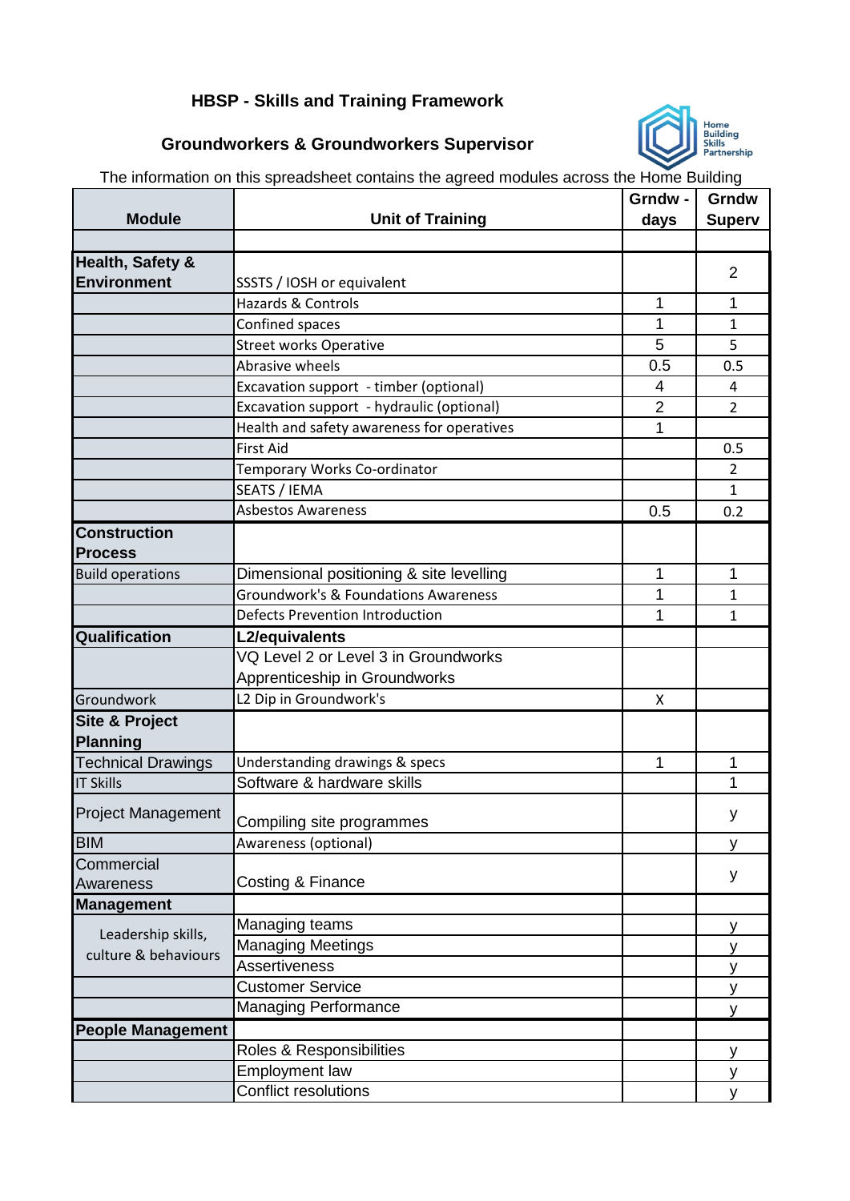# HBSP - Skills and Training Framework

## Groundworkers & Groundworkers Supervisor

The information on this spreadsheet contains the agreed modules across the Home Building

| Module | Unit of Training | Grndw - days | Grndw Superv |
|---|---|---|---|
| | | | |
| **Health, Safety & Environment** | SSSTS / IOSH or equivalent | | 2 |
| | Hazards & Controls | 1 | 1 |
| | Confined spaces | 1 | 1 |
| | Street works Operative | 5 | 5 |
| | Abrasive wheels | 0.5 | 0.5 |
| | Excavation support - timber (optional) | 4 | 4 |
| | Excavation support - hydraulic (optional) | 2 | 2 |
| | Health and safety awareness for operatives | 1 | |
| | First Aid | | 0.5 |
| | Temporary Works Co-ordinator | | 2 |
| | SEATS / IEMA | | 1 |
| | Asbestos Awareness | 0.5 | 0.2 |
| **Construction Process** | | | |
| Build operations | Dimensional positioning & site levelling | 1 | 1 |
| | Groundwork's & Foundations Awareness | 1 | 1 |
| | Defects Prevention Introduction | 1 | 1 |
| **Qualification** | **L2/equivalents** | | |
| | VQ Level 2 or Level 3 in Groundworks<br>Apprenticeship in Groundworks | | |
| Groundwork | L2 Dip in Groundwork's | X | |
| **Site & Project Planning** | | | |
| Technical Drawings | Understanding drawings & specs | 1 | 1 |
| IT Skills | Software & hardware skills | | 1 |
| Project Management | Compiling site programmes | | y |
| BIM | Awareness (optional) | | y |
| Commercial Awareness | Costing & Finance | | y |
| **Management** | | | |
| Leadership skills, culture & behaviours | Managing teams | | y |
| | Managing Meetings | | y |
| | Assertiveness | | y |
| | Customer Service | | y |
| | Managing Performance | | y |
| **People Management** | | | |
| | Roles & Responsibilities | | y |
| | Employment law | | y |
| | Conflict resolutions | | y |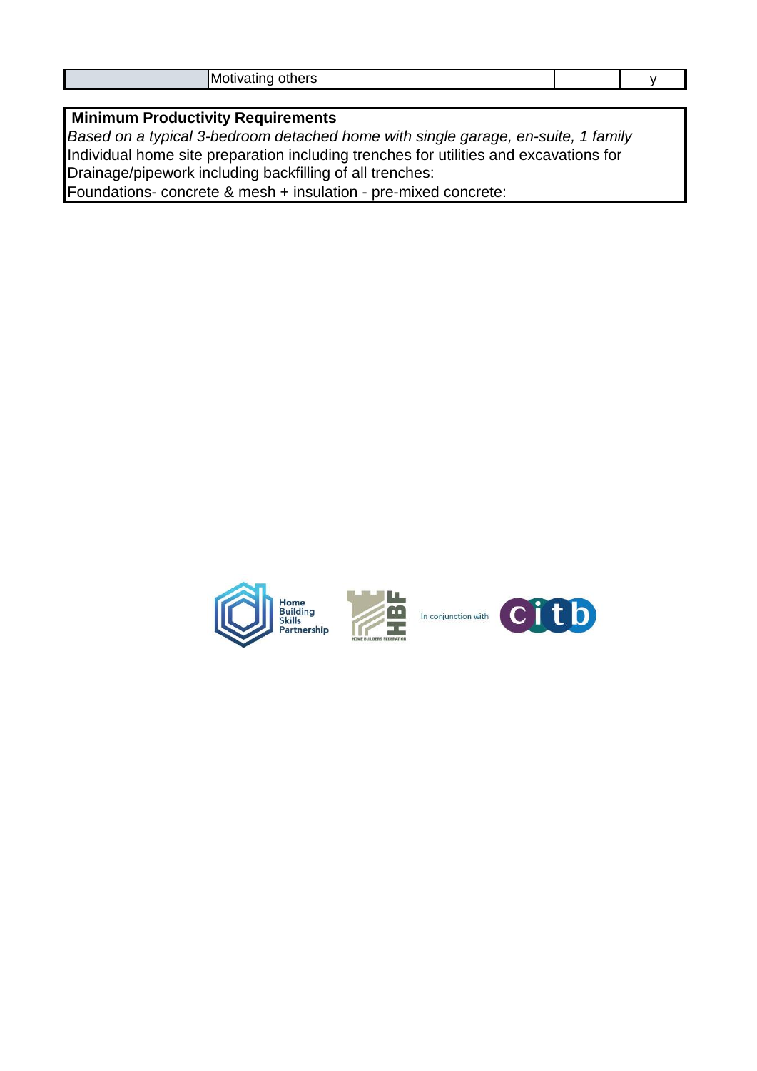| | | | |
|---|---|---|---|
| | Motivating others | | y |

**Minimum Productivity Requirements**

*Based on a typical 3-bedroom detached home with single garage, en-suite, 1 family*

Individual home site preparation including trenches for utilities and excavations for Drainage/pipework including backfilling of all trenches:

Foundations- concrete & mesh + insulation - pre-mixed concrete:

Home Building Skills Partnership

HBF HOME BUILDERS FEDERATION

In conjunction with citb